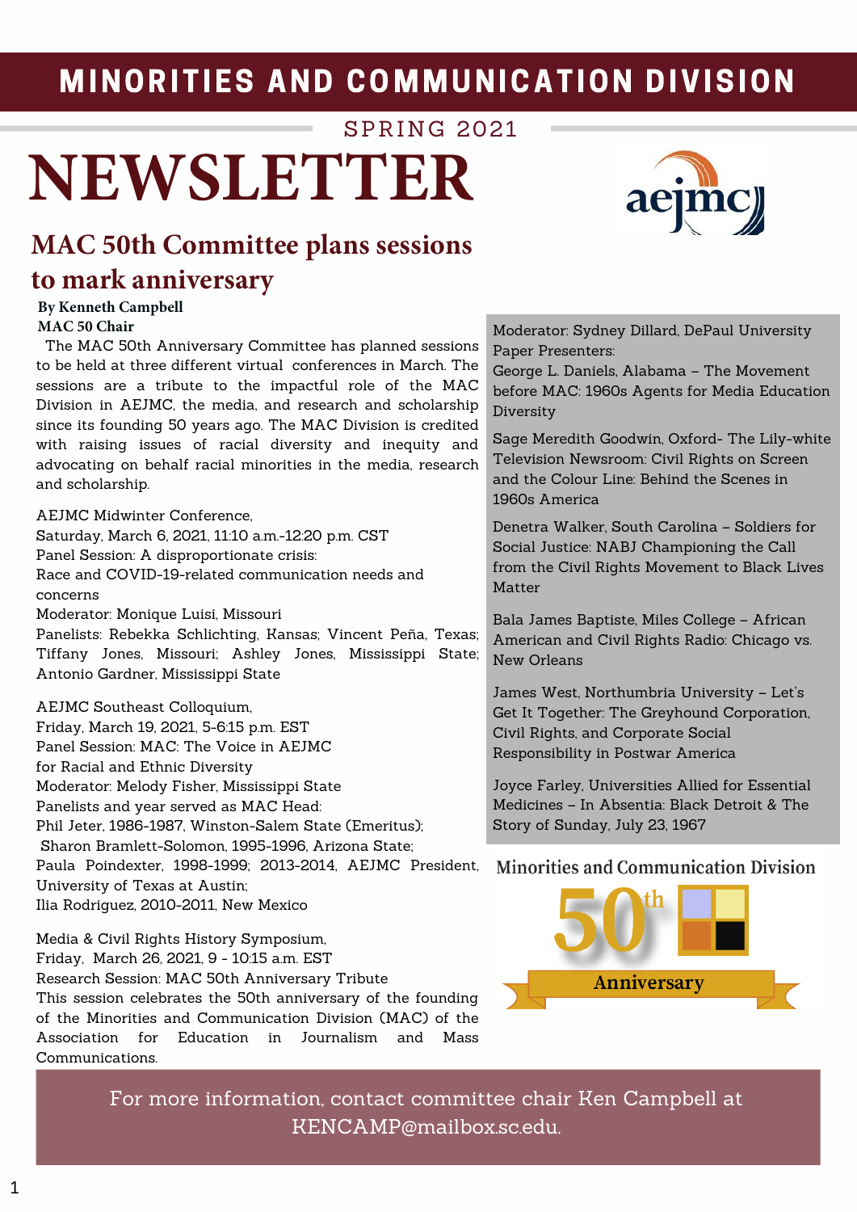# MINORITIES AND COMMUNICATION DIVISION

SPRING 2021

# NEWSLETTER

## MAC 50th Committee plans sessions to mark anniversary

**By Kenneth Campbell**
**MAC 50 Chair**

The MAC 50th Anniversary Committee has planned sessions to be held at three different virtual conferences in March. The sessions are a tribute to the impactful role of the MAC Division in AEJMC, the media, and research and scholarship since its founding 50 years ago. The MAC Division is credited with raising issues of racial diversity and inequity and advocating on behalf racial minorities in the media, research and scholarship.

AEJMC Midwinter Conference,
Saturday, March 6, 2021, 11:10 a.m.-12:20 p.m. CST
Panel Session: A disproportionate crisis:
Race and COVID-19-related communication needs and concerns
Moderator: Monique Luisi, Missouri
Panelists: Rebekka Schlichting, Kansas; Vincent Peña, Texas; Tiffany Jones, Missouri; Ashley Jones, Mississippi State; Antonio Gardner, Mississippi State

AEJMC Southeast Colloquium,
Friday, March 19, 2021, 5-6:15 p.m. EST
Panel Session: MAC: The Voice in AEJMC for Racial and Ethnic Diversity
Moderator: Melody Fisher, Mississippi State
Panelists and year served as MAC Head:
Phil Jeter, 1986-1987, Winston-Salem State (Emeritus);
Sharon Bramlett-Solomon, 1995-1996, Arizona State;
Paula Poindexter, 1998-1999; 2013-2014, AEJMC President, University of Texas at Austin;
Ilia Rodriguez, 2010-2011, New Mexico

Media & Civil Rights History Symposium,
Friday, March 26, 2021, 9 - 10:15 a.m. EST
Research Session: MAC 50th Anniversary Tribute
This session celebrates the 50th anniversary of the founding of the Minorities and Communication Division (MAC) of the Association for Education in Journalism and Mass Communications.

Moderator: Sydney Dillard, DePaul University
Paper Presenters:
George L. Daniels, Alabama – The Movement before MAC: 1960s Agents for Media Education Diversity

Sage Meredith Goodwin, Oxford- The Lily-white Television Newsroom: Civil Rights on Screen and the Colour Line: Behind the Scenes in 1960s America

Denetra Walker, South Carolina – Soldiers for Social Justice: NABJ Championing the Call from the Civil Rights Movement to Black Lives Matter

Bala James Baptiste, Miles College – African American and Civil Rights Radio: Chicago vs. New Orleans

James West, Northumbria University – Let's Get It Together: The Greyhound Corporation, Civil Rights, and Corporate Social Responsibility in Postwar America

Joyce Farley, Universities Allied for Essential Medicines – In Absentia: Black Detroit & The Story of Sunday, July 23, 1967

Minorities and Communication Division
50th Anniversary

For more information, contact committee chair Ken Campbell at KENCAMP@mailbox.sc.edu.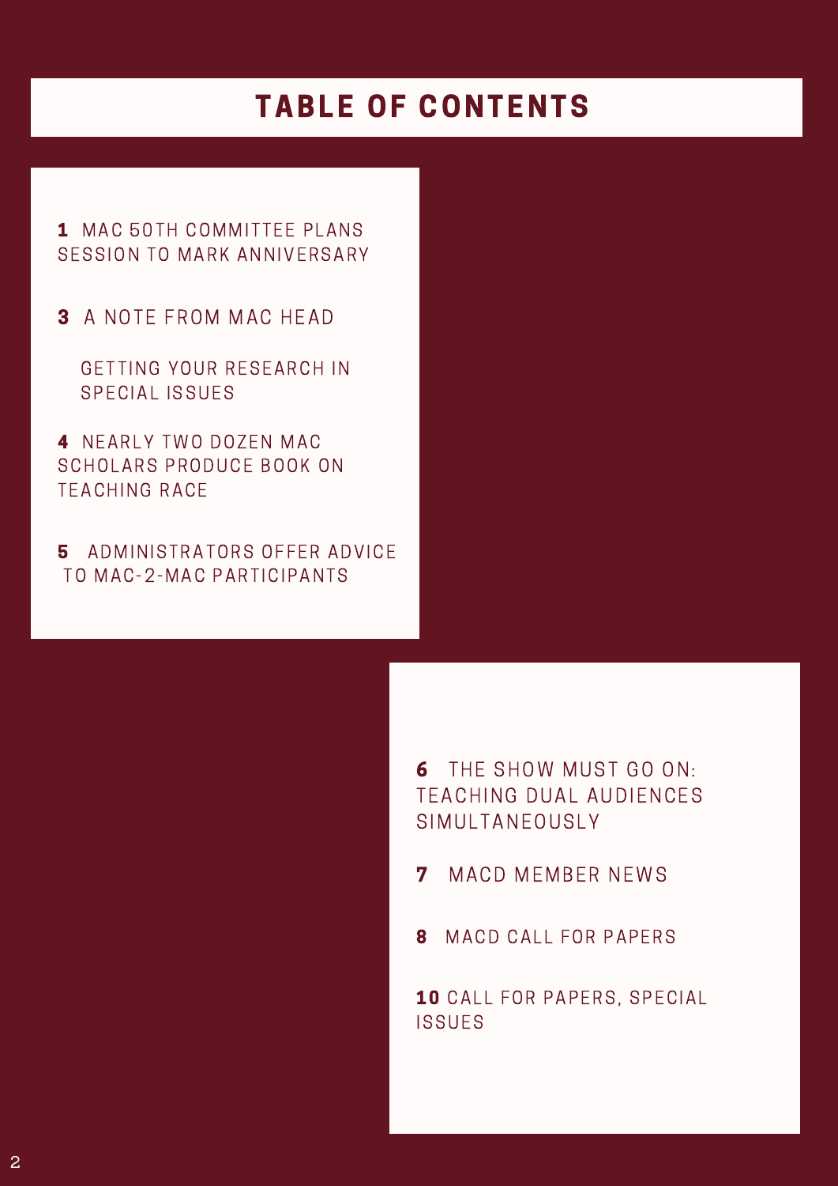# TABLE OF CONTENTS

**1** MAC 50TH COMMITTEE PLANS SESSION TO MARK ANNIVERSARY

**3** A NOTE FROM MAC HEAD

GETTING YOUR RESEARCH IN SPECIAL ISSUES

**4** NEARLY TWO DOZEN MAC SCHOLARS PRODUCE BOOK ON TEACHING RACE

**5** ADMINISTRATORS OFFER ADVICE TO MAC-2-MAC PARTICIPANTS

**6** THE SHOW MUST GO ON: TEACHING DUAL AUDIENCES SIMULTANEOUSLY

**7** MACD MEMBER NEWS

**8** MACD CALL FOR PAPERS

**10** CALL FOR PAPERS, SPECIAL ISSUES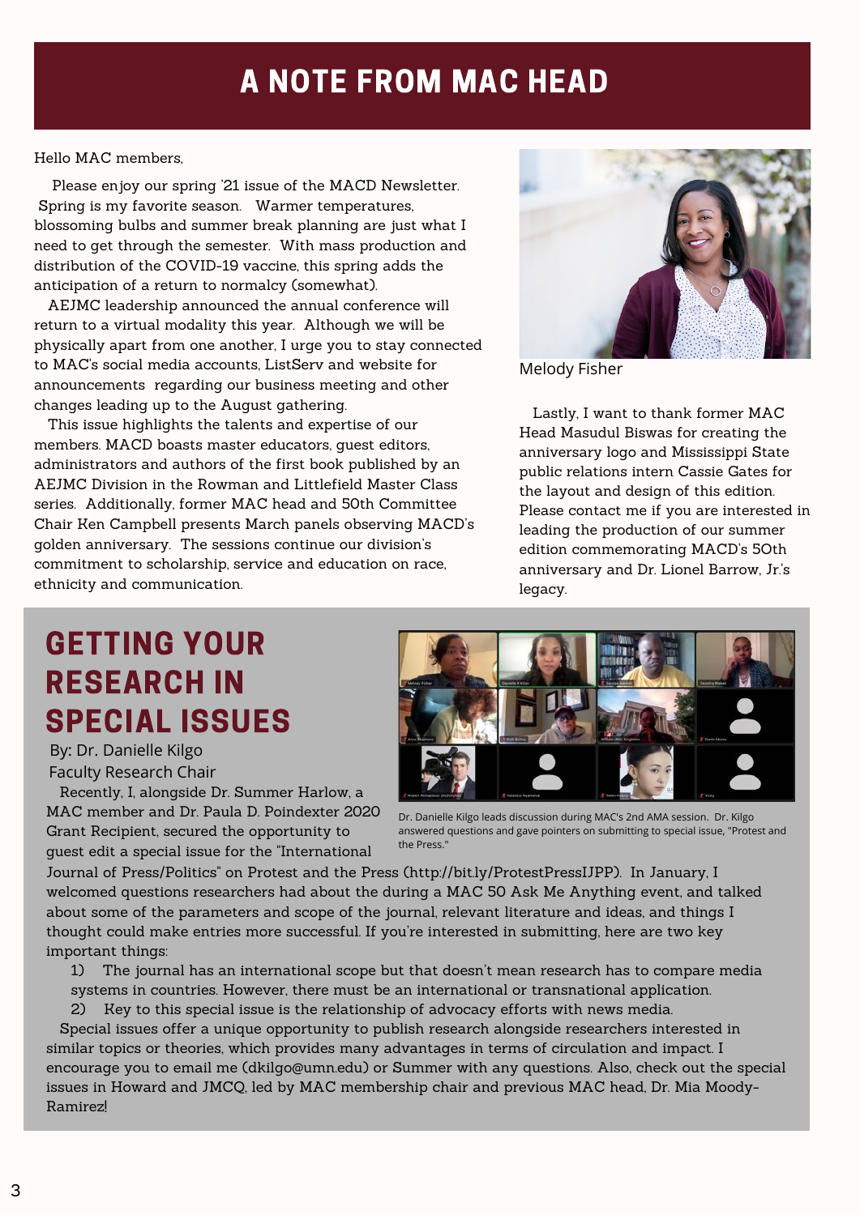# A NOTE FROM MAC HEAD

Hello MAC members,

Please enjoy our spring '21 issue of the MACD Newsletter. Spring is my favorite season. Warmer temperatures, blossoming bulbs and summer break planning are just what I need to get through the semester. With mass production and distribution of the COVID-19 vaccine, this spring adds the anticipation of a return to normalcy (somewhat).

AEJMC leadership announced the annual conference will return to a virtual modality this year. Although we will be physically apart from one another, I urge you to stay connected to MAC's social media accounts, ListServ and website for announcements regarding our business meeting and other changes leading up to the August gathering.

This issue highlights the talents and expertise of our members. MACD boasts master educators, guest editors, administrators and authors of the first book published by an AEJMC Division in the Rowman and Littlefield Master Class series. Additionally, former MAC head and 50th Committee Chair Ken Campbell presents March panels observing MACD's golden anniversary. The sessions continue our division's commitment to scholarship, service and education on race, ethnicity and communication.

Melody Fisher

Lastly, I want to thank former MAC Head Masudul Biswas for creating the anniversary logo and Mississippi State public relations intern Cassie Gates for the layout and design of this edition. Please contact me if you are interested in leading the production of our summer edition commemorating MACD's 50th anniversary and Dr. Lionel Barrow, Jr.'s legacy.

## GETTING YOUR RESEARCH IN SPECIAL ISSUES

By: Dr. Danielle Kilgo
Faculty Research Chair

Recently, I, alongside Dr. Summer Harlow, a MAC member and Dr. Paula D. Poindexter 2020 Grant Recipient, secured the opportunity to guest edit a special issue for the "International Journal of Press/Politics" on Protest and the Press (http://bit.ly/ProtestPressIJPP). In January, I welcomed questions researchers had about the during a MAC 50 Ask Me Anything event, and talked about some of the parameters and scope of the journal, relevant literature and ideas, and things I thought could make entries more successful. If you're interested in submitting, here are two key important things:

1) The journal has an international scope but that doesn't mean research has to compare media systems in countries. However, there must be an international or transnational application.
2) Key to this special issue is the relationship of advocacy efforts with news media.

Special issues offer a unique opportunity to publish research alongside researchers interested in similar topics or theories, which provides many advantages in terms of circulation and impact. I encourage you to email me (dkilgo@umn.edu) or Summer with any questions. Also, check out the special issues in Howard and JMCQ, led by MAC membership chair and previous MAC head, Dr. Mia Moody-Ramirez!

Dr. Danielle Kilgo leads discussion during MAC's 2nd AMA session. Dr. Kilgo answered questions and gave pointers on submitting to special issue, "Protest and the Press."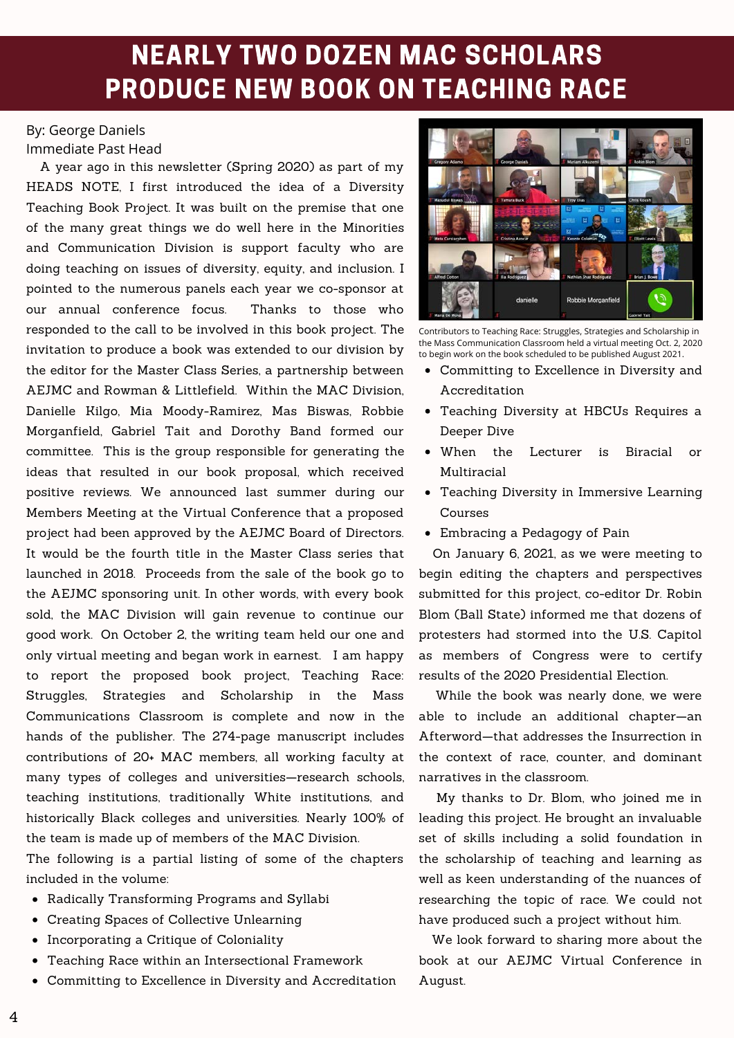# NEARLY TWO DOZEN MAC SCHOLARS PRODUCE NEW BOOK ON TEACHING RACE

By: George Daniels
Immediate Past Head

A year ago in this newsletter (Spring 2020) as part of my HEADS NOTE, I first introduced the idea of a Diversity Teaching Book Project. It was built on the premise that one of the many great things we do well here in the Minorities and Communication Division is support faculty who are doing teaching on issues of diversity, equity, and inclusion. I pointed to the numerous panels each year we co-sponsor at our annual conference focus. Thanks to those who responded to the call to be involved in this book project. The invitation to produce a book was extended to our division by the editor for the Master Class Series, a partnership between AEJMC and Rowman & Littlefield. Within the MAC Division, Danielle Kilgo, Mia Moody-Ramirez, Mas Biswas, Robbie Morganfield, Gabriel Tait and Dorothy Band formed our committee. This is the group responsible for generating the ideas that resulted in our book proposal, which received positive reviews. We announced last summer during our Members Meeting at the Virtual Conference that a proposed project had been approved by the AEJMC Board of Directors. It would be the fourth title in the Master Class series that launched in 2018. Proceeds from the sale of the book go to the AEJMC sponsoring unit. In other words, with every book sold, the MAC Division will gain revenue to continue our good work. On October 2, the writing team held our one and only virtual meeting and began work in earnest. I am happy to report the proposed book project, Teaching Race: Struggles, Strategies and Scholarship in the Mass Communications Classroom is complete and now in the hands of the publisher. The 274-page manuscript includes contributions of 20+ MAC members, all working faculty at many types of colleges and universities—research schools, teaching institutions, traditionally White institutions, and historically Black colleges and universities. Nearly 100% of the team is made up of members of the MAC Division.

The following is a partial listing of some of the chapters included in the volume:

- Radically Transforming Programs and Syllabi
- Creating Spaces of Collective Unlearning
- Incorporating a Critique of Coloniality
- Teaching Race within an Intersectional Framework
- Committing to Excellence in Diversity and Accreditation

Contributors to Teaching Race: Struggles, Strategies and Scholarship in the Mass Communication Classroom held a virtual meeting Oct. 2, 2020 to begin work on the book scheduled to be published August 2021.

- Committing to Excellence in Diversity and Accreditation
- Teaching Diversity at HBCUs Requires a Deeper Dive
- When the Lecturer is Biracial or Multiracial
- Teaching Diversity in Immersive Learning Courses
- Embracing a Pedagogy of Pain

On January 6, 2021, as we were meeting to begin editing the chapters and perspectives submitted for this project, co-editor Dr. Robin Blom (Ball State) informed me that dozens of protesters had stormed into the U.S. Capitol as members of Congress were to certify results of the 2020 Presidential Election.

While the book was nearly done, we were able to include an additional chapter—an Afterword—that addresses the Insurrection in the context of race, counter, and dominant narratives in the classroom.

My thanks to Dr. Blom, who joined me in leading this project. He brought an invaluable set of skills including a solid foundation in the scholarship of teaching and learning as well as keen understanding of the nuances of researching the topic of race. We could not have produced such a project without him.

We look forward to sharing more about the book at our AEJMC Virtual Conference in August.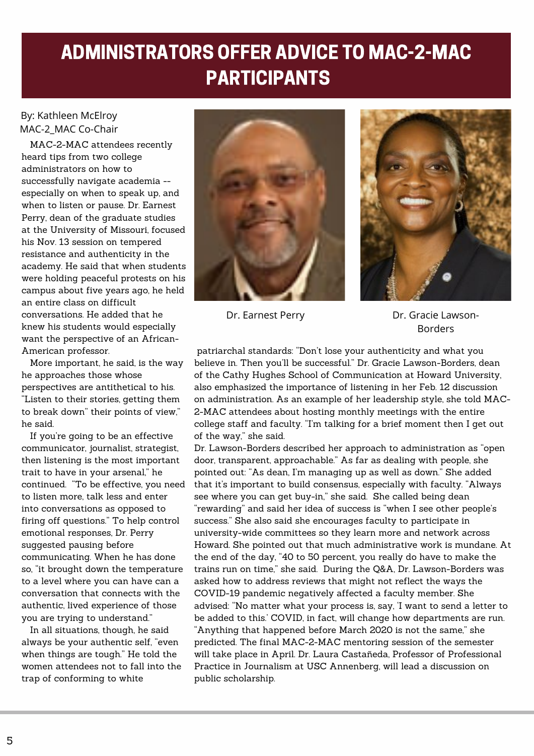# ADMINISTRATORS OFFER ADVICE TO MAC-2-MAC PARTICIPANTS

By: Kathleen McElroy
MAC-2_MAC Co-Chair

MAC-2-MAC attendees recently heard tips from two college administrators on how to successfully navigate academia -- especially on when to speak up, and when to listen or pause. Dr. Earnest Perry, dean of the graduate studies at the University of Missouri, focused his Nov. 13 session on tempered resistance and authenticity in the academy. He said that when students were holding peaceful protests on his campus about five years ago, he held an entire class on difficult conversations. He added that he knew his students would especially want the perspective of an African-American professor.

More important, he said, is the way he approaches those whose perspectives are antithetical to his. "Listen to their stories, getting them to break down" their points of view," he said.

If you're going to be an effective communicator, journalist, strategist, then listening is the most important trait to have in your arsenal," he continued. "To be effective, you need to listen more, talk less and enter into conversations as opposed to firing off questions." To help control emotional responses, Dr. Perry suggested pausing before communicating. When he has done so, "it brought down the temperature to a level where you can have can a conversation that connects with the authentic, lived experience of those you are trying to understand."

In all situations, though, he said always be your authentic self, "even when things are tough." He told the women attendees not to fall into the trap of conforming to white patriarchal standards: "Don't lose your authenticity and what you believe in. Then you'll be successful." Dr. Gracie Lawson-Borders, dean of the Cathy Hughes School of Communication at Howard University, also emphasized the importance of listening in her Feb. 12 discussion on administration. As an example of her leadership style, she told MAC-2-MAC attendees about hosting monthly meetings with the entire college staff and faculty. "I'm talking for a brief moment then I get out of the way," she said.

Dr. Earnest Perry

Dr. Gracie Lawson-Borders

Dr. Lawson-Borders described her approach to administration as "open door, transparent, approachable." As far as dealing with people, she pointed out: "As dean, I'm managing up as well as down." She added that it's important to build consensus, especially with faculty. "Always see where you can get buy-in," she said. She called being dean "rewarding" and said her idea of success is "when I see other people's success." She also said she encourages faculty to participate in university-wide committees so they learn more and network across Howard. She pointed out that much administrative work is mundane. At the end of the day, "40 to 50 percent, you really do have to make the trains run on time," she said. During the Q&A, Dr. Lawson-Borders was asked how to address reviews that might not reflect the ways the COVID-19 pandemic negatively affected a faculty member. She advised: "No matter what your process is, say, 'I want to send a letter to be added to this.' COVID, in fact, will change how departments are run. "Anything that happened before March 2020 is not the same," she predicted. The final MAC-2-MAC mentoring session of the semester will take place in April. Dr. Laura Castañeda, Professor of Professional Practice in Journalism at USC Annenberg, will lead a discussion on public scholarship.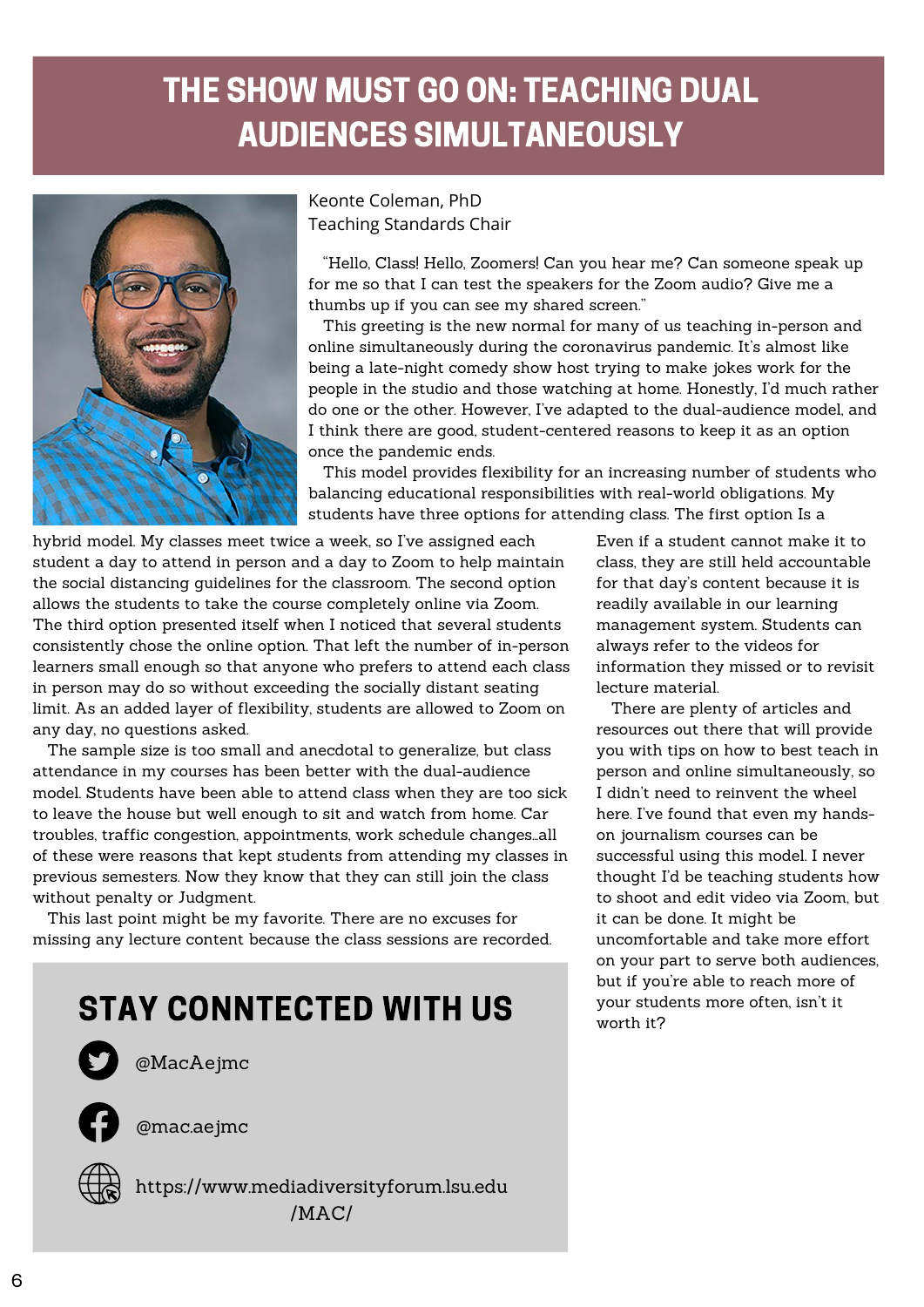# THE SHOW MUST GO ON: TEACHING DUAL AUDIENCES SIMULTANEOUSLY

Keonte Coleman, PhD
Teaching Standards Chair

"Hello, Class! Hello, Zoomers! Can you hear me? Can someone speak up for me so that I can test the speakers for the Zoom audio? Give me a thumbs up if you can see my shared screen."

This greeting is the new normal for many of us teaching in-person and online simultaneously during the coronavirus pandemic. It's almost like being a late-night comedy show host trying to make jokes work for the people in the studio and those watching at home. Honestly, I'd much rather do one or the other. However, I've adapted to the dual-audience model, and I think there are good, student-centered reasons to keep it as an option once the pandemic ends.

This model provides flexibility for an increasing number of students who balancing educational responsibilities with real-world obligations. My students have three options for attending class. The first option Is a hybrid model. My classes meet twice a week, so I've assigned each student a day to attend in person and a day to Zoom to help maintain the social distancing guidelines for the classroom. The second option allows the students to take the course completely online via Zoom. The third option presented itself when I noticed that several students consistently chose the online option. That left the number of in-person learners small enough so that anyone who prefers to attend each class in person may do so without exceeding the socially distant seating limit. As an added layer of flexibility, students are allowed to Zoom on any day, no questions asked.

The sample size is too small and anecdotal to generalize, but class attendance in my courses has been better with the dual-audience model. Students have been able to attend class when they are too sick to leave the house but well enough to sit and watch from home. Car troubles, traffic congestion, appointments, work schedule changes…all of these were reasons that kept students from attending my classes in previous semesters. Now they know that they can still join the class without penalty or Judgment.

This last point might be my favorite. There are no excuses for missing any lecture content because the class sessions are recorded. Even if a student cannot make it to class, they are still held accountable for that day's content because it is readily available in our learning management system. Students can always refer to the videos for information they missed or to revisit lecture material.

There are plenty of articles and resources out there that will provide you with tips on how to best teach in person and online simultaneously, so I didn't need to reinvent the wheel here. I've found that even my hands-on journalism courses can be successful using this model. I never thought I'd be teaching students how to shoot and edit video via Zoom, but it can be done. It might be uncomfortable and take more effort on your part to serve both audiences, but if you're able to reach more of your students more often, isn't it worth it?

## STAY CONNTECTED WITH US

@MacAejmc

@mac.aejmc

https://www.mediadiversityforum.lsu.edu/MAC/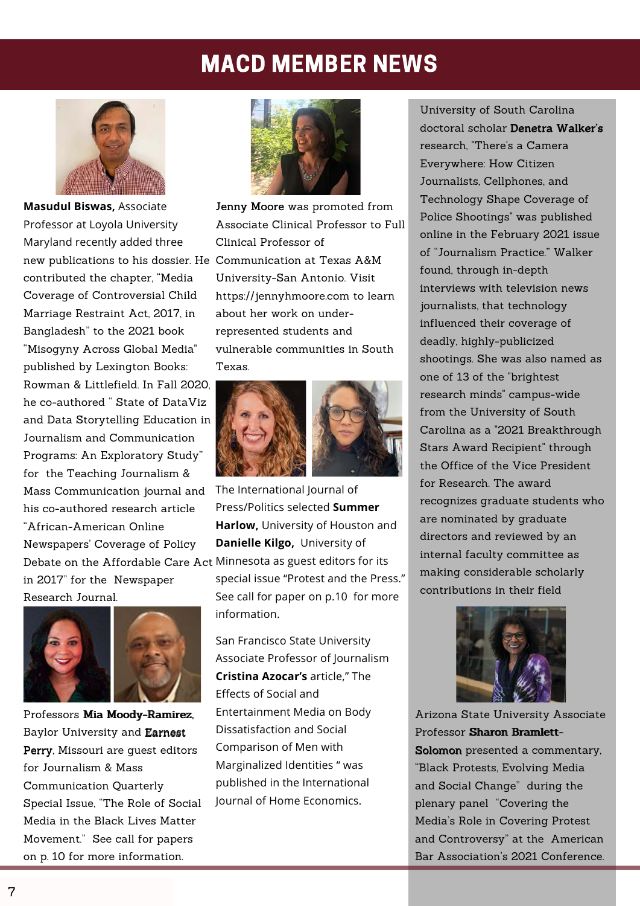# MACD MEMBER NEWS

**Masudul Biswas,** Associate Professor at Loyola University Maryland recently added three new publications to his dossier. He contributed the chapter, "Media Coverage of Controversial Child Marriage Restraint Act, 2017, in Bangladesh" to the 2021 book "Misogyny Across Global Media" published by Lexington Books: Rowman & Littlefield. In Fall 2020, he co-authored " State of DataViz and Data Storytelling Education in Journalism and Communication Programs: An Exploratory Study" for the Teaching Journalism & Mass Communication journal and his co-authored research article "African-American Online Newspapers' Coverage of Policy Debate on the Affordable Care Act in 2017" for the Newspaper Research Journal.

Professors **Mia Moody-Ramirez**, Baylor University and **Earnest Perry**, Missouri are guest editors for Journalism & Mass Communication Quarterly Special Issue, "The Role of Social Media in the Black Lives Matter Movement." See call for papers on p. 10 for more information.

**Jenny Moore** was promoted from Associate Clinical Professor to Full Clinical Professor of Communication at Texas A&M University-San Antonio. Visit https://jennyhmoore.com to learn about her work on under-represented students and vulnerable communities in South Texas.

The International Journal of Press/Politics selected **Summer Harlow,** University of Houston and **Danielle Kilgo,** University of Minnesota as guest editors for its special issue "Protest and the Press." See call for paper on p.10 for more information.

San Francisco State University Associate Professor of Journalism **Cristina Azocar's** article," The Effects of Social and Entertainment Media on Body Dissatisfaction and Social Comparison of Men with Marginalized Identities " was published in the International Journal of Home Economics.

University of South Carolina doctoral scholar **Denetra Walker's** research, "There's a Camera Everywhere: How Citizen Journalists, Cellphones, and Technology Shape Coverage of Police Shootings" was published online in the February 2021 issue of "Journalism Practice." Walker found, through in-depth interviews with television news journalists, that technology influenced their coverage of deadly, highly-publicized shootings. She was also named as one of 13 of the "brightest research minds" campus-wide from the University of South Carolina as a "2021 Breakthrough Stars Award Recipient" through the Office of the Vice President for Research. The award recognizes graduate students who are nominated by graduate directors and reviewed by an internal faculty committee as making considerable scholarly contributions in their field

Arizona State University Associate Professor **Sharon Bramlett-Solomon** presented a commentary, "Black Protests, Evolving Media and Social Change" during the plenary panel "Covering the Media's Role in Covering Protest and Controversy" at the American Bar Association's 2021 Conference.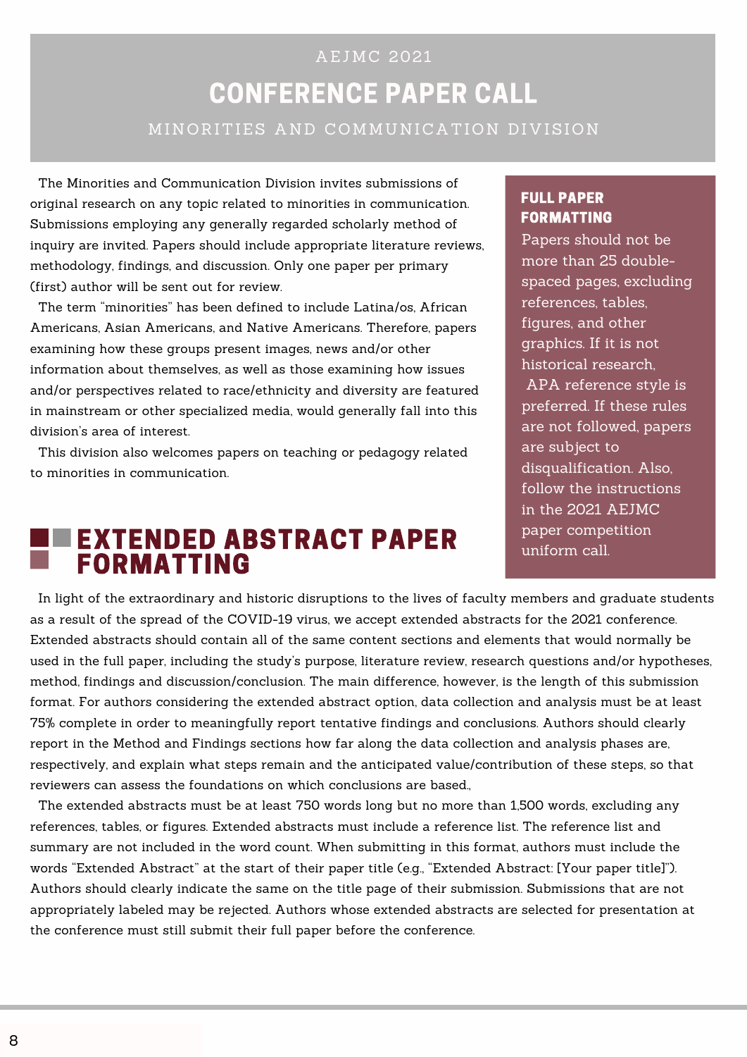AEJMC 2021

# CONFERENCE PAPER CALL

MINORITIES AND COMMUNICATION DIVISION

The Minorities and Communication Division invites submissions of original research on any topic related to minorities in communication. Submissions employing any generally regarded scholarly method of inquiry are invited. Papers should include appropriate literature reviews, methodology, findings, and discussion. Only one paper per primary (first) author will be sent out for review.

The term "minorities" has been defined to include Latina/os, African Americans, Asian Americans, and Native Americans. Therefore, papers examining how these groups present images, news and/or other information about themselves, as well as those examining how issues and/or perspectives related to race/ethnicity and diversity are featured in mainstream or other specialized media, would generally fall into this division's area of interest.

This division also welcomes papers on teaching or pedagogy related to minorities in communication.

## FULL PAPER FORMATTING

Papers should not be more than 25 double-spaced pages, excluding references, tables, figures, and other graphics. If it is not historical research, APA reference style is preferred. If these rules are not followed, papers are subject to disqualification. Also, follow the instructions in the 2021 AEJMC paper competition uniform call.

## EXTENDED ABSTRACT PAPER FORMATTING

In light of the extraordinary and historic disruptions to the lives of faculty members and graduate students as a result of the spread of the COVID-19 virus, we accept extended abstracts for the 2021 conference. Extended abstracts should contain all of the same content sections and elements that would normally be used in the full paper, including the study's purpose, literature review, research questions and/or hypotheses, method, findings and discussion/conclusion. The main difference, however, is the length of this submission format. For authors considering the extended abstract option, data collection and analysis must be at least 75% complete in order to meaningfully report tentative findings and conclusions. Authors should clearly report in the Method and Findings sections how far along the data collection and analysis phases are, respectively, and explain what steps remain and the anticipated value/contribution of these steps, so that reviewers can assess the foundations on which conclusions are based.,

The extended abstracts must be at least 750 words long but no more than 1,500 words, excluding any references, tables, or figures. Extended abstracts must include a reference list. The reference list and summary are not included in the word count. When submitting in this format, authors must include the words "Extended Abstract" at the start of their paper title (e.g., "Extended Abstract: [Your paper title]"). Authors should clearly indicate the same on the title page of their submission. Submissions that are not appropriately labeled may be rejected. Authors whose extended abstracts are selected for presentation at the conference must still submit their full paper before the conference.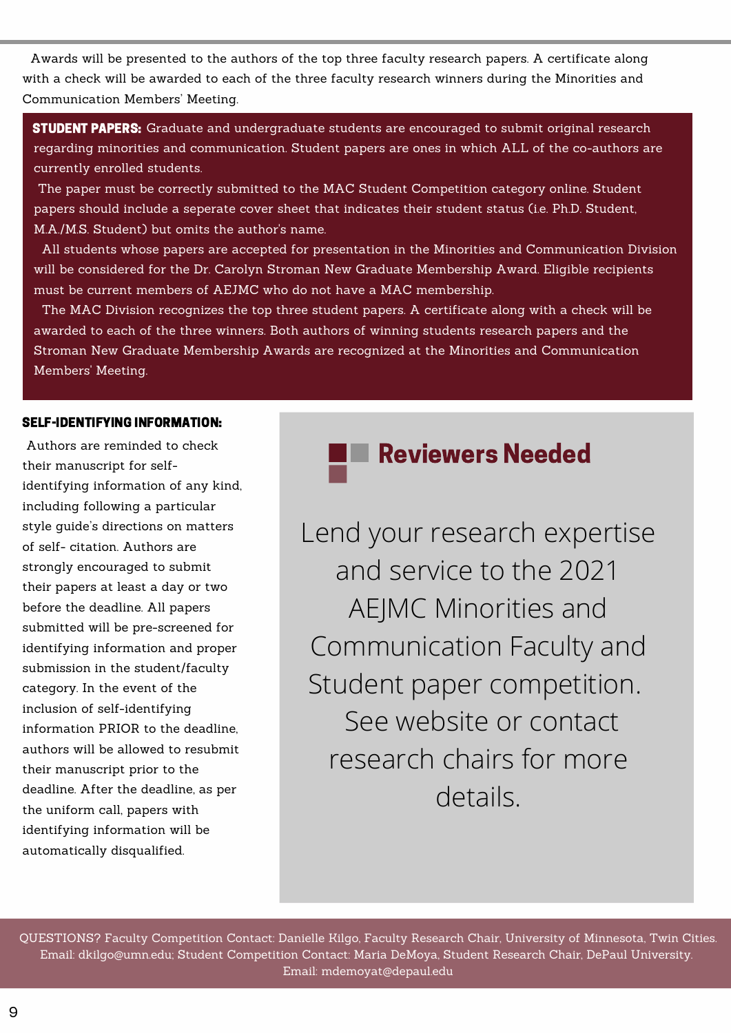Awards will be presented to the authors of the top three faculty research papers. A certificate along with a check will be awarded to each of the three faculty research winners during the Minorities and Communication Members' Meeting.

**STUDENT PAPERS:** Graduate and undergraduate students are encouraged to submit original research regarding minorities and communication. Student papers are ones in which ALL of the co-authors are currently enrolled students.

The paper must be correctly submitted to the MAC Student Competition category online. Student papers should include a seperate cover sheet that indicates their student status (i.e. Ph.D. Student, M.A./M.S. Student) but omits the author's name.

All students whose papers are accepted for presentation in the Minorities and Communication Division will be considered for the Dr. Carolyn Stroman New Graduate Membership Award. Eligible recipients must be current members of AEJMC who do not have a MAC membership.

The MAC Division recognizes the top three student papers. A certificate along with a check will be awarded to each of the three winners. Both authors of winning students research papers and the Stroman New Graduate Membership Awards are recognized at the Minorities and Communication Members' Meeting.

**SELF-IDENTIFYING INFORMATION:**

Authors are reminded to check their manuscript for self-identifying information of any kind, including following a particular style guide's directions on matters of self- citation. Authors are strongly encouraged to submit their papers at least a day or two before the deadline. All papers submitted will be pre-screened for identifying information and proper submission in the student/faculty category. In the event of the inclusion of self-identifying information PRIOR to the deadline, authors will be allowed to resubmit their manuscript prior to the deadline. After the deadline, as per the uniform call, papers with identifying information will be automatically disqualified.

## Reviewers Needed

Lend your research expertise and service to the 2021 AEJMC Minorities and Communication Faculty and Student paper competition. See website or contact research chairs for more details.

QUESTIONS? Faculty Competition Contact: Danielle Kilgo, Faculty Research Chair, University of Minnesota, Twin Cities. Email: dkilgo@umn.edu; Student Competition Contact: Maria DeMoya, Student Research Chair, DePaul University. Email: mdemoyat@depaul.edu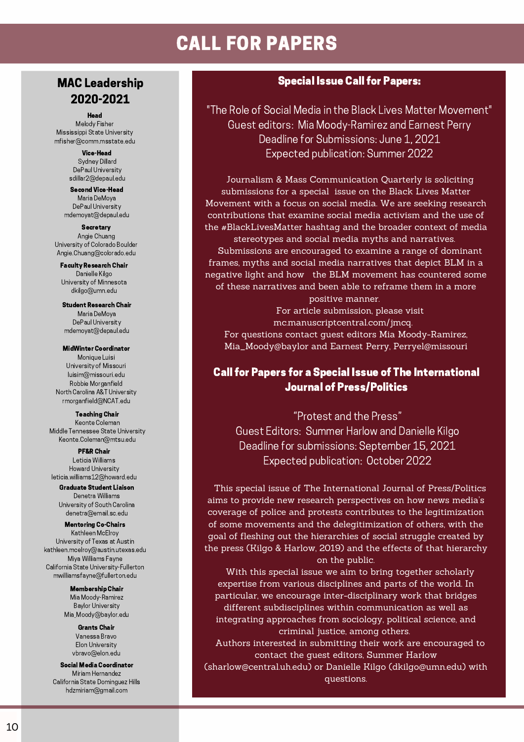# CALL FOR PAPERS

## MAC Leadership 2020-2021

**Head**
Melody Fisher
Mississippi State University
mfisher@comm.msstate.edu

**Vice-Head**
Sydney Dillard
DePaul University
sdillar2@depaul.edu

**Second Vice-Head**
Maria DeMoya
DePaul University
mdemoyat@depaul.edu

**Secretary**
Angie Chuang
University of Colorado Boulder
Angie.Chuang@colorado.edu

**Faculty Research Chair**
Danielle Kilgo
University of Minnesota
dkilgo@umn.edu

**Student Research Chair**
Maria DeMoya
DePaul University
mdemoyat@depaul.edu

**MidWinter Coordinator**
Monique Luisi
University of Missouri
luisim@missouri.edu
Robbie Morganfield
North Carolina A&T University
rmorganfield@NCAT.edu

**Teaching Chair**
Keonte Coleman
Middle Tennessee State University
Keonte.Coleman@mtsu.edu

**PF&R Chair**
Leticia Williams
Howard University
leticia.williams12@howard.edu

**Graduate Student Liaison**
Denetra Williams
University of South Carolina
denetra@email.sc.edu

**Mentoring Co-Chairs**
Kathleen McElroy
University of Texas at Austin
kathleen.mcelroy@austin.utexas.edu
Miya Williams Fayne
California State University-Fullerton
mwilliamsfayne@fullerton.edu

**Membership Chair**
Mia Moody-Ramirez
Baylor University
Mia_Moody@baylor.edu

**Grants Chair**
Vanessa Bravo
Elon University
vbravo@elon.edu

**Social Media Coordinator**
Miriam Hernandez
California State Dominguez Hills
hdzmiriam@gmail.com

## Special Issue Call for Papers:

"The Role of Social Media in the Black Lives Matter Movement"
Guest editors: Mia Moody-Ramirez and Earnest Perry
Deadline for Submissions: June 1, 2021
Expected publication: Summer 2022

Journalism & Mass Communication Quarterly is soliciting submissions for a special issue on the Black Lives Matter Movement with a focus on social media. We are seeking research contributions that examine social media activism and the use of the #BlackLivesMatter hashtag and the broader context of media stereotypes and social media myths and narratives.

Submissions are encouraged to examine a range of dominant frames, myths and social media narratives that depict BLM in a negative light and how the BLM movement has countered some of these narratives and been able to reframe them in a more positive manner.

For article submission, please visit mc.manuscriptcentral.com/jmcq.
For questions contact guest editors Mia Moody-Ramirez, Mia_Moody@baylor and Earnest Perry, Perryel@missouri

## Call for Papers for a Special Issue of The International Journal of Press/Politics

"Protest and the Press"
Guest Editors: Summer Harlow and Danielle Kilgo
Deadline for submissions: September 15, 2021
Expected publication: October 2022

This special issue of The International Journal of Press/Politics aims to provide new research perspectives on how news media's coverage of police and protests contributes to the legitimization of some movements and the delegitimization of others, with the goal of fleshing out the hierarchies of social struggle created by the press (Kilgo & Harlow, 2019) and the effects of that hierarchy on the public.

With this special issue we aim to bring together scholarly expertise from various disciplines and parts of the world. In particular, we encourage inter-disciplinary work that bridges different subdisciplines within communication as well as integrating approaches from sociology, political science, and criminal justice, among others.

Authors interested in submitting their work are encouraged to contact the guest editors, Summer Harlow (sharlow@central.uh.edu) or Danielle Kilgo (dkilgo@umn.edu) with questions.